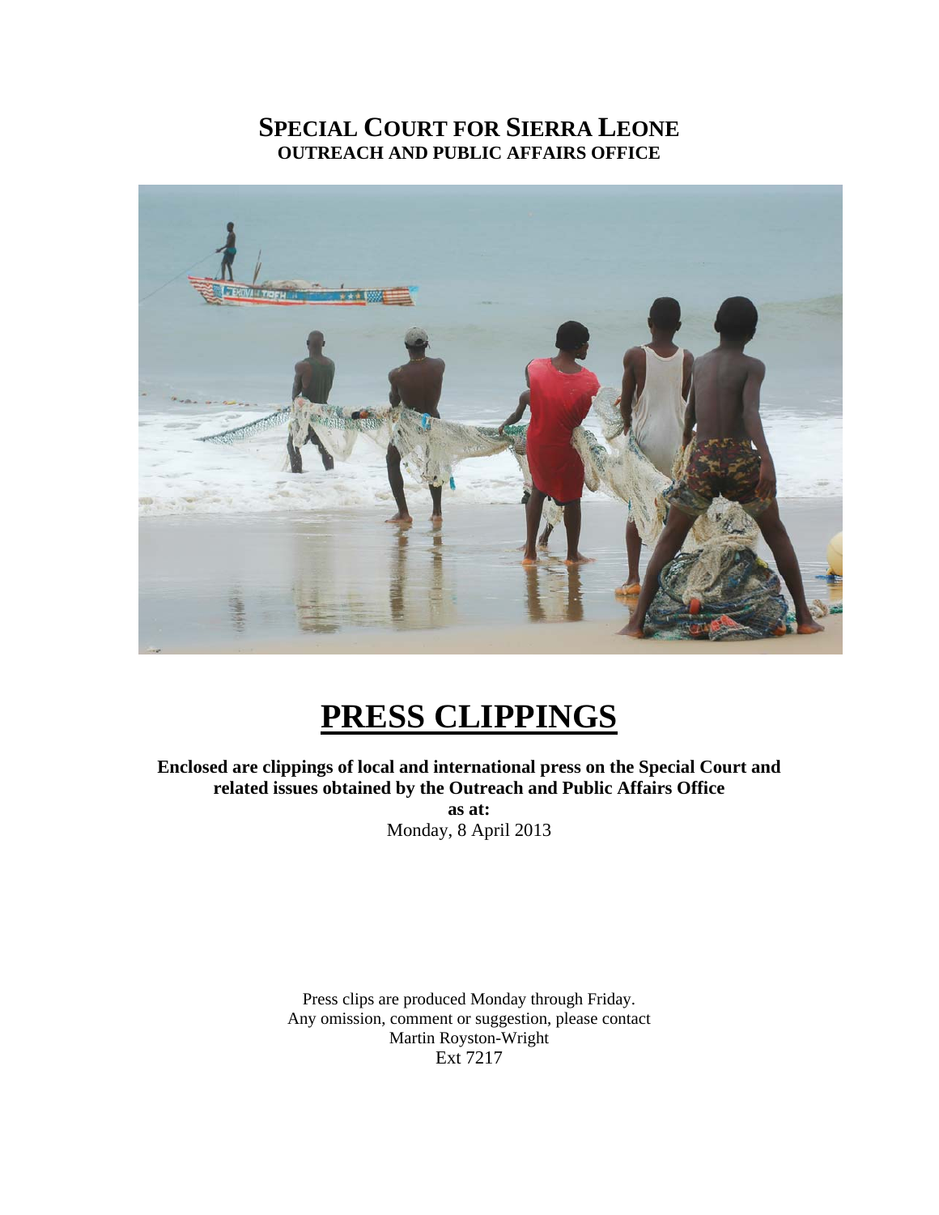# SPECIAL COURT FOR SIERRA LEONE
## OUTREACH AND PUBLIC AFFAIRS OFFICE

# PRESS CLIPPINGS

**Enclosed are clippings of local and international press on the Special Court and related issues obtained by the Outreach and Public Affairs Office**

**as at:**

Monday, 8 April 2013

Press clips are produced Monday through Friday.
Any omission, comment or suggestion, please contact
Martin Royston-Wright
Ext 7217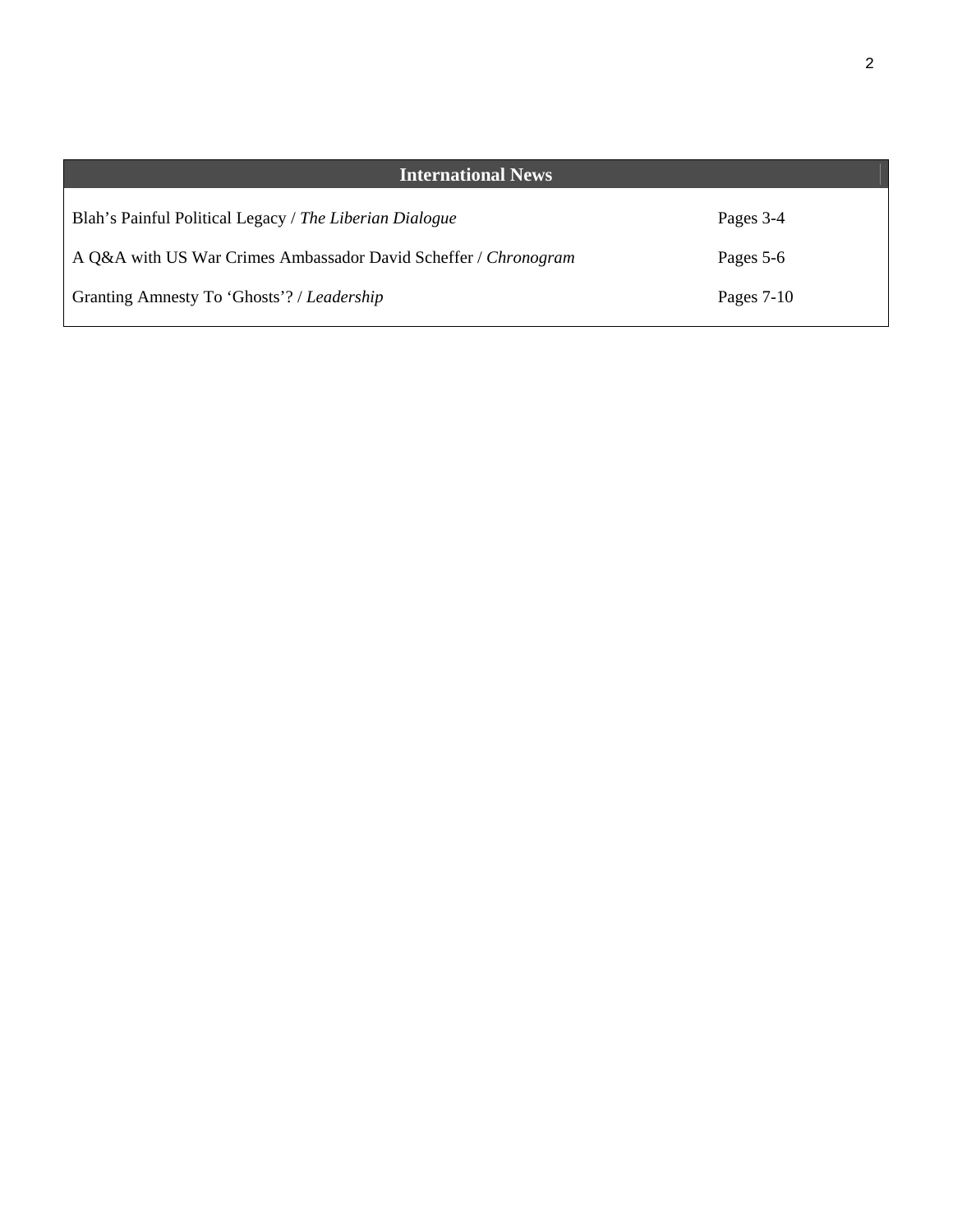| International News | |
|---|---|
| Blah's Painful Political Legacy / *The Liberian Dialogue* | Pages 3-4 |
| A Q&A with US War Crimes Ambassador David Scheffer / *Chronogram* | Pages 5-6 |
| Granting Amnesty To 'Ghosts'? / *Leadership* | Pages 7-10 |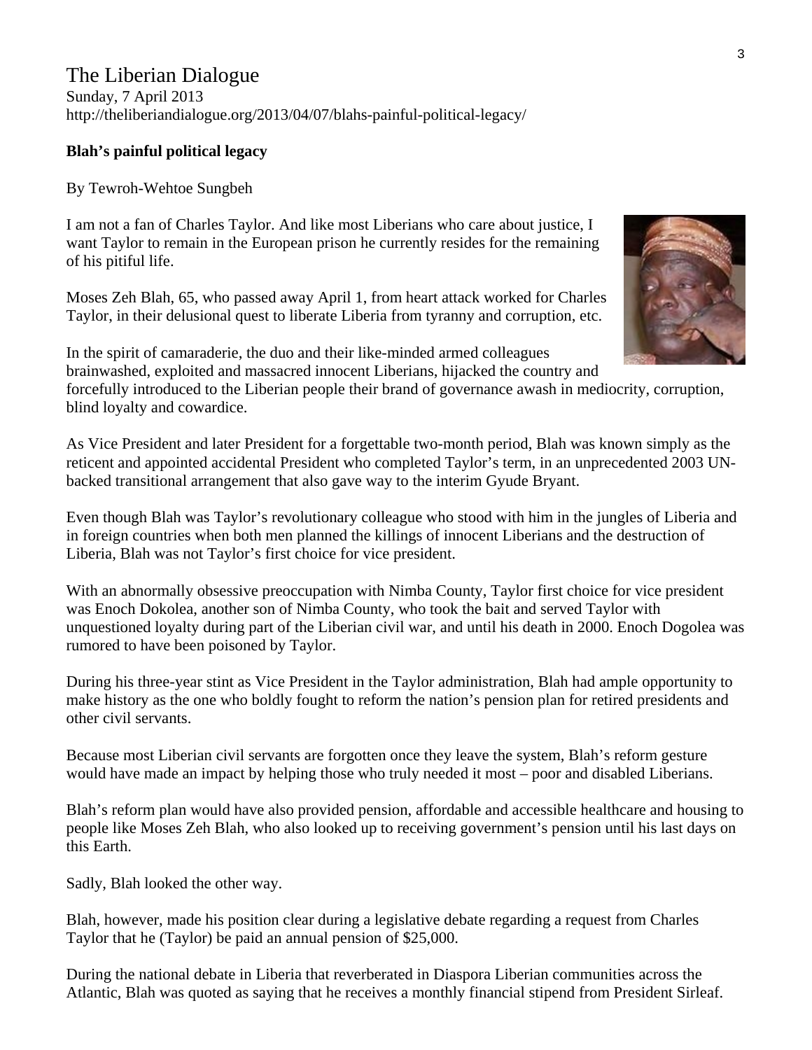The Liberian Dialogue
Sunday, 7 April 2013
http://theliberiandialogue.org/2013/04/07/blahs-painful-political-legacy/

**Blah's painful political legacy**

By Tewroh-Wehtoe Sungbeh

I am not a fan of Charles Taylor. And like most Liberians who care about justice, I want Taylor to remain in the European prison he currently resides for the remaining of his pitiful life.

Moses Zeh Blah, 65, who passed away April 1, from heart attack worked for Charles Taylor, in their delusional quest to liberate Liberia from tyranny and corruption, etc.

In the spirit of camaraderie, the duo and their like-minded armed colleagues brainwashed, exploited and massacred innocent Liberians, hijacked the country and forcefully introduced to the Liberian people their brand of governance awash in mediocrity, corruption, blind loyalty and cowardice.

As Vice President and later President for a forgettable two-month period, Blah was known simply as the reticent and appointed accidental President who completed Taylor's term, in an unprecedented 2003 UN-backed transitional arrangement that also gave way to the interim Gyude Bryant.

Even though Blah was Taylor's revolutionary colleague who stood with him in the jungles of Liberia and in foreign countries when both men planned the killings of innocent Liberians and the destruction of Liberia, Blah was not Taylor's first choice for vice president.

With an abnormally obsessive preoccupation with Nimba County, Taylor first choice for vice president was Enoch Dokolea, another son of Nimba County, who took the bait and served Taylor with unquestioned loyalty during part of the Liberian civil war, and until his death in 2000. Enoch Dogolea was rumored to have been poisoned by Taylor.

During his three-year stint as Vice President in the Taylor administration, Blah had ample opportunity to make history as the one who boldly fought to reform the nation's pension plan for retired presidents and other civil servants.

Because most Liberian civil servants are forgotten once they leave the system, Blah's reform gesture would have made an impact by helping those who truly needed it most – poor and disabled Liberians.

Blah's reform plan would have also provided pension, affordable and accessible healthcare and housing to people like Moses Zeh Blah, who also looked up to receiving government's pension until his last days on this Earth.

Sadly, Blah looked the other way.

Blah, however, made his position clear during a legislative debate regarding a request from Charles Taylor that he (Taylor) be paid an annual pension of $25,000.

During the national debate in Liberia that reverberated in Diaspora Liberian communities across the Atlantic, Blah was quoted as saying that he receives a monthly financial stipend from President Sirleaf.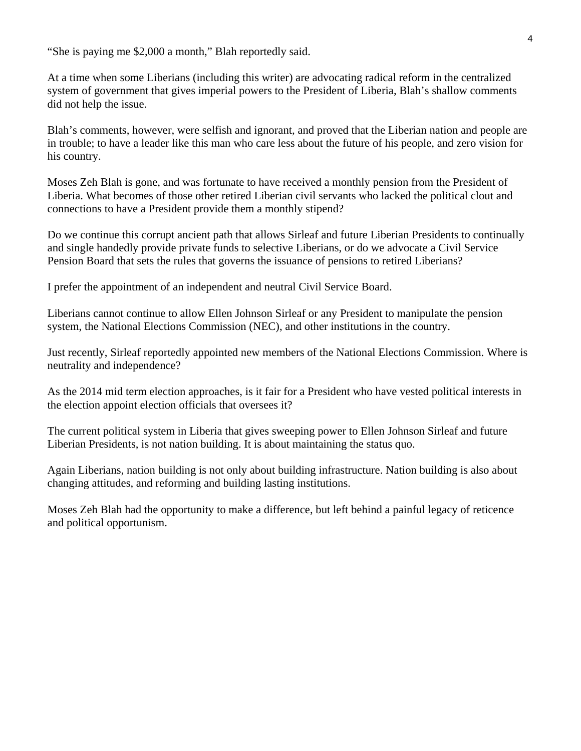"She is paying me $2,000 a month," Blah reportedly said.

At a time when some Liberians (including this writer) are advocating radical reform in the centralized system of government that gives imperial powers to the President of Liberia, Blah's shallow comments did not help the issue.

Blah's comments, however, were selfish and ignorant, and proved that the Liberian nation and people are in trouble; to have a leader like this man who care less about the future of his people, and zero vision for his country.

Moses Zeh Blah is gone, and was fortunate to have received a monthly pension from the President of Liberia. What becomes of those other retired Liberian civil servants who lacked the political clout and connections to have a President provide them a monthly stipend?

Do we continue this corrupt ancient path that allows Sirleaf and future Liberian Presidents to continually and single handedly provide private funds to selective Liberians, or do we advocate a Civil Service Pension Board that sets the rules that governs the issuance of pensions to retired Liberians?

I prefer the appointment of an independent and neutral Civil Service Board.

Liberians cannot continue to allow Ellen Johnson Sirleaf or any President to manipulate the pension system, the National Elections Commission (NEC), and other institutions in the country.

Just recently, Sirleaf reportedly appointed new members of the National Elections Commission. Where is neutrality and independence?

As the 2014 mid term election approaches, is it fair for a President who have vested political interests in the election appoint election officials that oversees it?

The current political system in Liberia that gives sweeping power to Ellen Johnson Sirleaf and future Liberian Presidents, is not nation building. It is about maintaining the status quo.

Again Liberians, nation building is not only about building infrastructure. Nation building is also about changing attitudes, and reforming and building lasting institutions.

Moses Zeh Blah had the opportunity to make a difference, but left behind a painful legacy of reticence and political opportunism.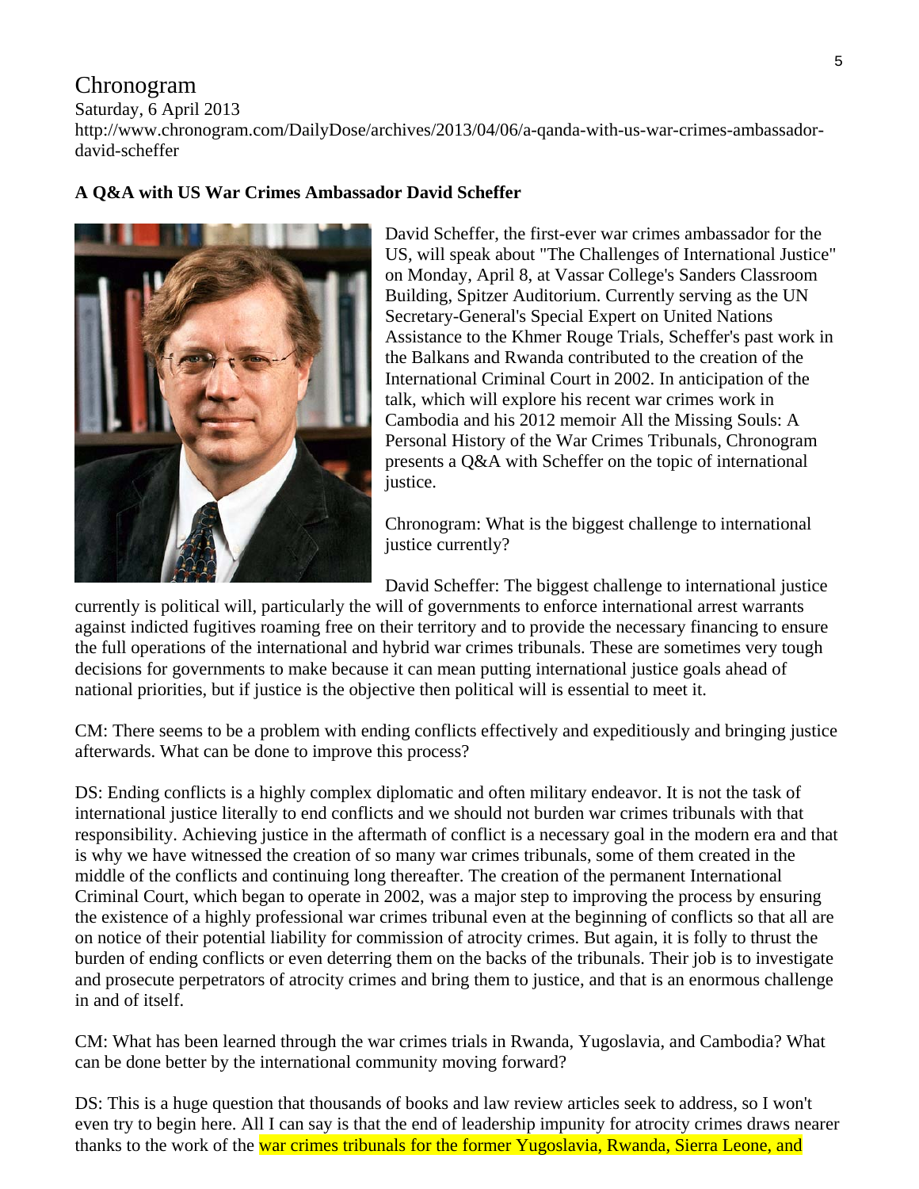Chronogram

Saturday, 6 April 2013

http://www.chronogram.com/DailyDose/archives/2013/04/06/a-qanda-with-us-war-crimes-ambassador-david-scheffer

**A Q&A with US War Crimes Ambassador David Scheffer**

David Scheffer, the first-ever war crimes ambassador for the US, will speak about "The Challenges of International Justice" on Monday, April 8, at Vassar College's Sanders Classroom Building, Spitzer Auditorium. Currently serving as the UN Secretary-General's Special Expert on United Nations Assistance to the Khmer Rouge Trials, Scheffer's past work in the Balkans and Rwanda contributed to the creation of the International Criminal Court in 2002. In anticipation of the talk, which will explore his recent war crimes work in Cambodia and his 2012 memoir All the Missing Souls: A Personal History of the War Crimes Tribunals, Chronogram presents a Q&A with Scheffer on the topic of international justice.

Chronogram: What is the biggest challenge to international justice currently?

David Scheffer: The biggest challenge to international justice currently is political will, particularly the will of governments to enforce international arrest warrants against indicted fugitives roaming free on their territory and to provide the necessary financing to ensure the full operations of the international and hybrid war crimes tribunals. These are sometimes very tough decisions for governments to make because it can mean putting international justice goals ahead of national priorities, but if justice is the objective then political will is essential to meet it.

CM: There seems to be a problem with ending conflicts effectively and expeditiously and bringing justice afterwards. What can be done to improve this process?

DS: Ending conflicts is a highly complex diplomatic and often military endeavor. It is not the task of international justice literally to end conflicts and we should not burden war crimes tribunals with that responsibility. Achieving justice in the aftermath of conflict is a necessary goal in the modern era and that is why we have witnessed the creation of so many war crimes tribunals, some of them created in the middle of the conflicts and continuing long thereafter. The creation of the permanent International Criminal Court, which began to operate in 2002, was a major step to improving the process by ensuring the existence of a highly professional war crimes tribunal even at the beginning of conflicts so that all are on notice of their potential liability for commission of atrocity crimes. But again, it is folly to thrust the burden of ending conflicts or even deterring them on the backs of the tribunals. Their job is to investigate and prosecute perpetrators of atrocity crimes and bring them to justice, and that is an enormous challenge in and of itself.

CM: What has been learned through the war crimes trials in Rwanda, Yugoslavia, and Cambodia? What can be done better by the international community moving forward?

DS: This is a huge question that thousands of books and law review articles seek to address, so I won't even try to begin here. All I can say is that the end of leadership impunity for atrocity crimes draws nearer thanks to the work of the war crimes tribunals for the former Yugoslavia, Rwanda, Sierra Leone, and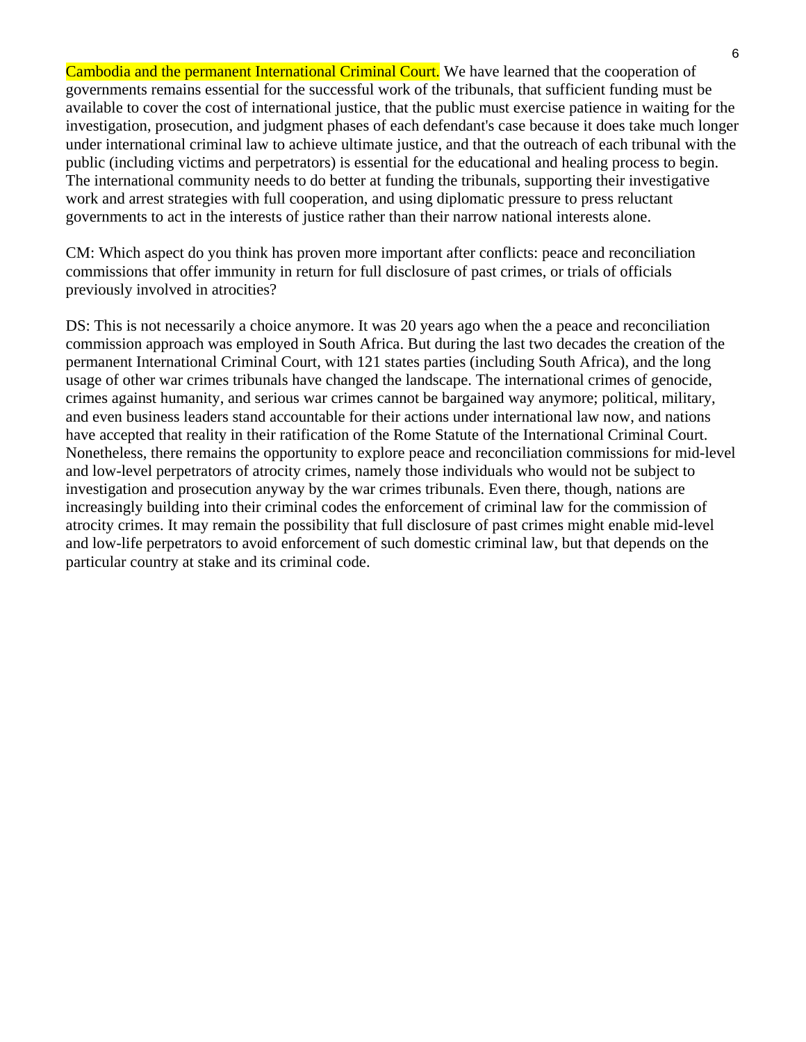Cambodia and the permanent International Criminal Court. We have learned that the cooperation of governments remains essential for the successful work of the tribunals, that sufficient funding must be available to cover the cost of international justice, that the public must exercise patience in waiting for the investigation, prosecution, and judgment phases of each defendant's case because it does take much longer under international criminal law to achieve ultimate justice, and that the outreach of each tribunal with the public (including victims and perpetrators) is essential for the educational and healing process to begin. The international community needs to do better at funding the tribunals, supporting their investigative work and arrest strategies with full cooperation, and using diplomatic pressure to press reluctant governments to act in the interests of justice rather than their narrow national interests alone.

CM: Which aspect do you think has proven more important after conflicts: peace and reconciliation commissions that offer immunity in return for full disclosure of past crimes, or trials of officials previously involved in atrocities?

DS: This is not necessarily a choice anymore. It was 20 years ago when the a peace and reconciliation commission approach was employed in South Africa. But during the last two decades the creation of the permanent International Criminal Court, with 121 states parties (including South Africa), and the long usage of other war crimes tribunals have changed the landscape. The international crimes of genocide, crimes against humanity, and serious war crimes cannot be bargained way anymore; political, military, and even business leaders stand accountable for their actions under international law now, and nations have accepted that reality in their ratification of the Rome Statute of the International Criminal Court. Nonetheless, there remains the opportunity to explore peace and reconciliation commissions for mid-level and low-level perpetrators of atrocity crimes, namely those individuals who would not be subject to investigation and prosecution anyway by the war crimes tribunals. Even there, though, nations are increasingly building into their criminal codes the enforcement of criminal law for the commission of atrocity crimes. It may remain the possibility that full disclosure of past crimes might enable mid-level and low-life perpetrators to avoid enforcement of such domestic criminal law, but that depends on the particular country at stake and its criminal code.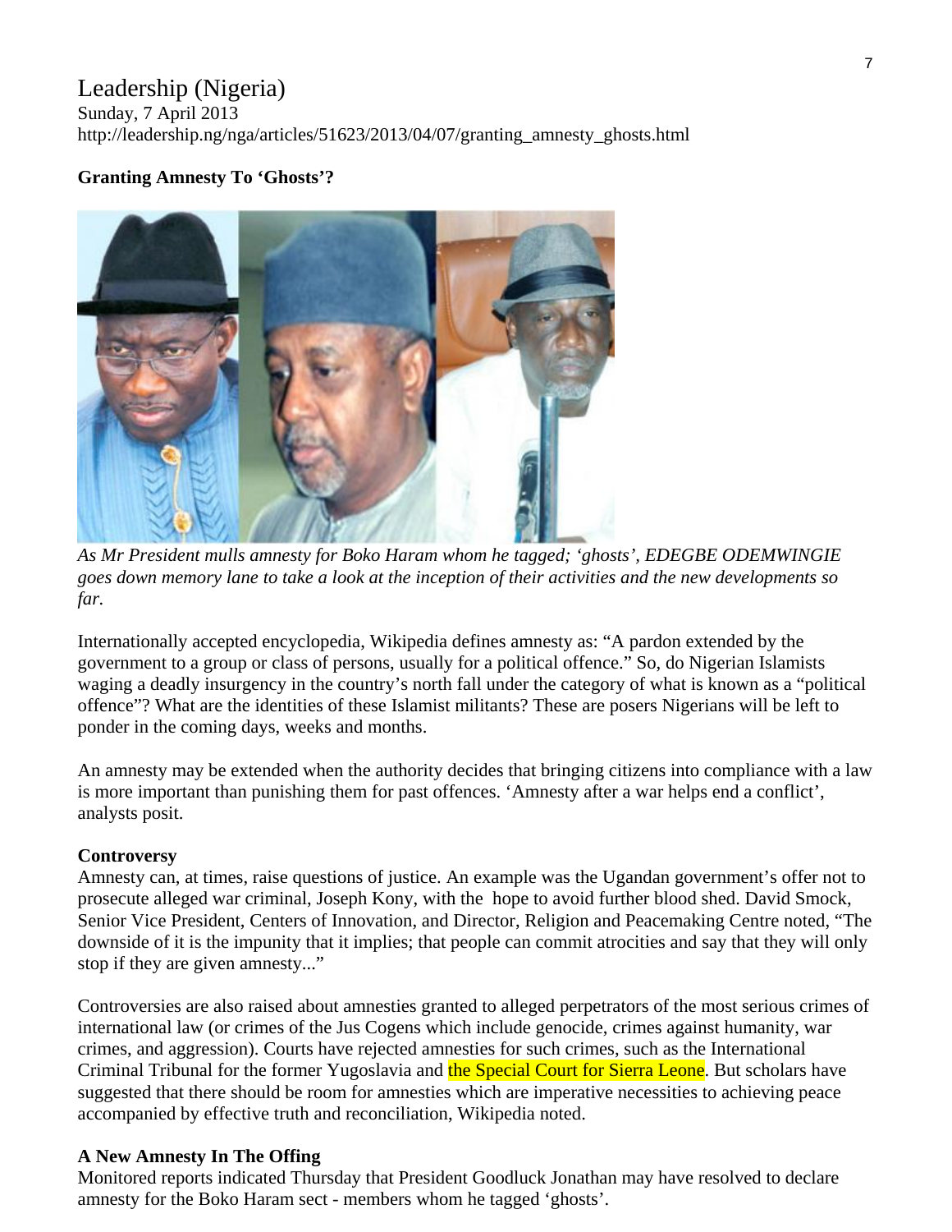# Leadership (Nigeria)

Sunday, 7 April 2013
http://leadership.ng/nga/articles/51623/2013/04/07/granting_amnesty_ghosts.html

**Granting Amnesty To 'Ghosts'?**

*As Mr President mulls amnesty for Boko Haram whom he tagged; 'ghosts', EDEGBE ODEMWINGIE goes down memory lane to take a look at the inception of their activities and the new developments so far.*

Internationally accepted encyclopedia, Wikipedia defines amnesty as: "A pardon extended by the government to a group or class of persons, usually for a political offence." So, do Nigerian Islamists waging a deadly insurgency in the country's north fall under the category of what is known as a "political offence"? What are the identities of these Islamist militants? These are posers Nigerians will be left to ponder in the coming days, weeks and months.

An amnesty may be extended when the authority decides that bringing citizens into compliance with a law is more important than punishing them for past offences. 'Amnesty after a war helps end a conflict', analysts posit.

**Controversy**

Amnesty can, at times, raise questions of justice. An example was the Ugandan government's offer not to prosecute alleged war criminal, Joseph Kony, with the hope to avoid further blood shed. David Smock, Senior Vice President, Centers of Innovation, and Director, Religion and Peacemaking Centre noted, "The downside of it is the impunity that it implies; that people can commit atrocities and say that they will only stop if they are given amnesty..."

Controversies are also raised about amnesties granted to alleged perpetrators of the most serious crimes of international law (or crimes of the Jus Cogens which include genocide, crimes against humanity, war crimes, and aggression). Courts have rejected amnesties for such crimes, such as the International Criminal Tribunal for the former Yugoslavia and the Special Court for Sierra Leone. But scholars have suggested that there should be room for amnesties which are imperative necessities to achieving peace accompanied by effective truth and reconciliation, Wikipedia noted.

**A New Amnesty In The Offing**

Monitored reports indicated Thursday that President Goodluck Jonathan may have resolved to declare amnesty for the Boko Haram sect - members whom he tagged 'ghosts'.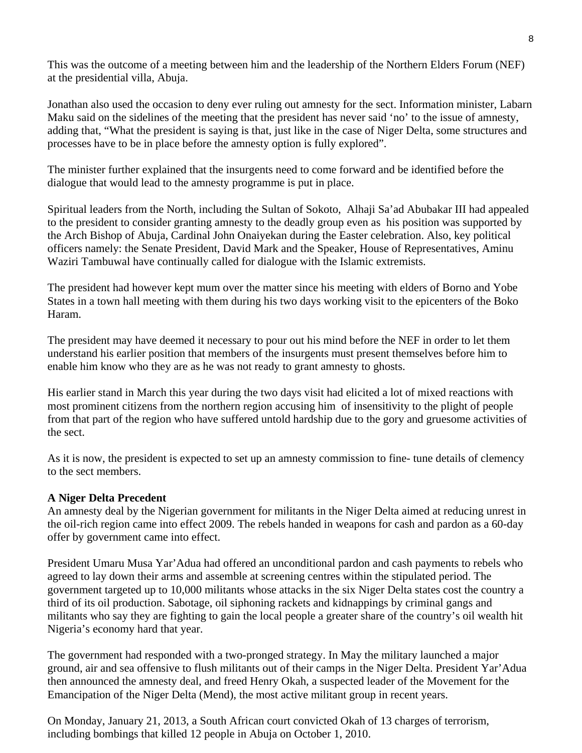This was the outcome of a meeting between him and the leadership of the Northern Elders Forum (NEF) at the presidential villa, Abuja.

Jonathan also used the occasion to deny ever ruling out amnesty for the sect. Information minister, Labarn Maku said on the sidelines of the meeting that the president has never said 'no' to the issue of amnesty, adding that, "What the president is saying is that, just like in the case of Niger Delta, some structures and processes have to be in place before the amnesty option is fully explored".

The minister further explained that the insurgents need to come forward and be identified before the dialogue that would lead to the amnesty programme is put in place.

Spiritual leaders from the North, including the Sultan of Sokoto, Alhaji Sa'ad Abubakar III had appealed to the president to consider granting amnesty to the deadly group even as his position was supported by the Arch Bishop of Abuja, Cardinal John Onaiyekan during the Easter celebration. Also, key political officers namely: the Senate President, David Mark and the Speaker, House of Representatives, Aminu Waziri Tambuwal have continually called for dialogue with the Islamic extremists.

The president had however kept mum over the matter since his meeting with elders of Borno and Yobe States in a town hall meeting with them during his two days working visit to the epicenters of the Boko Haram.

The president may have deemed it necessary to pour out his mind before the NEF in order to let them understand his earlier position that members of the insurgents must present themselves before him to enable him know who they are as he was not ready to grant amnesty to ghosts.

His earlier stand in March this year during the two days visit had elicited a lot of mixed reactions with most prominent citizens from the northern region accusing him of insensitivity to the plight of people from that part of the region who have suffered untold hardship due to the gory and gruesome activities of the sect.

As it is now, the president is expected to set up an amnesty commission to fine- tune details of clemency to the sect members.

**A Niger Delta Precedent**

An amnesty deal by the Nigerian government for militants in the Niger Delta aimed at reducing unrest in the oil-rich region came into effect 2009. The rebels handed in weapons for cash and pardon as a 60-day offer by government came into effect.

President Umaru Musa Yar'Adua had offered an unconditional pardon and cash payments to rebels who agreed to lay down their arms and assemble at screening centres within the stipulated period. The government targeted up to 10,000 militants whose attacks in the six Niger Delta states cost the country a third of its oil production. Sabotage, oil siphoning rackets and kidnappings by criminal gangs and militants who say they are fighting to gain the local people a greater share of the country's oil wealth hit Nigeria's economy hard that year.

The government had responded with a two-pronged strategy. In May the military launched a major ground, air and sea offensive to flush militants out of their camps in the Niger Delta. President Yar'Adua then announced the amnesty deal, and freed Henry Okah, a suspected leader of the Movement for the Emancipation of the Niger Delta (Mend), the most active militant group in recent years.

On Monday, January 21, 2013, a South African court convicted Okah of 13 charges of terrorism, including bombings that killed 12 people in Abuja on October 1, 2010.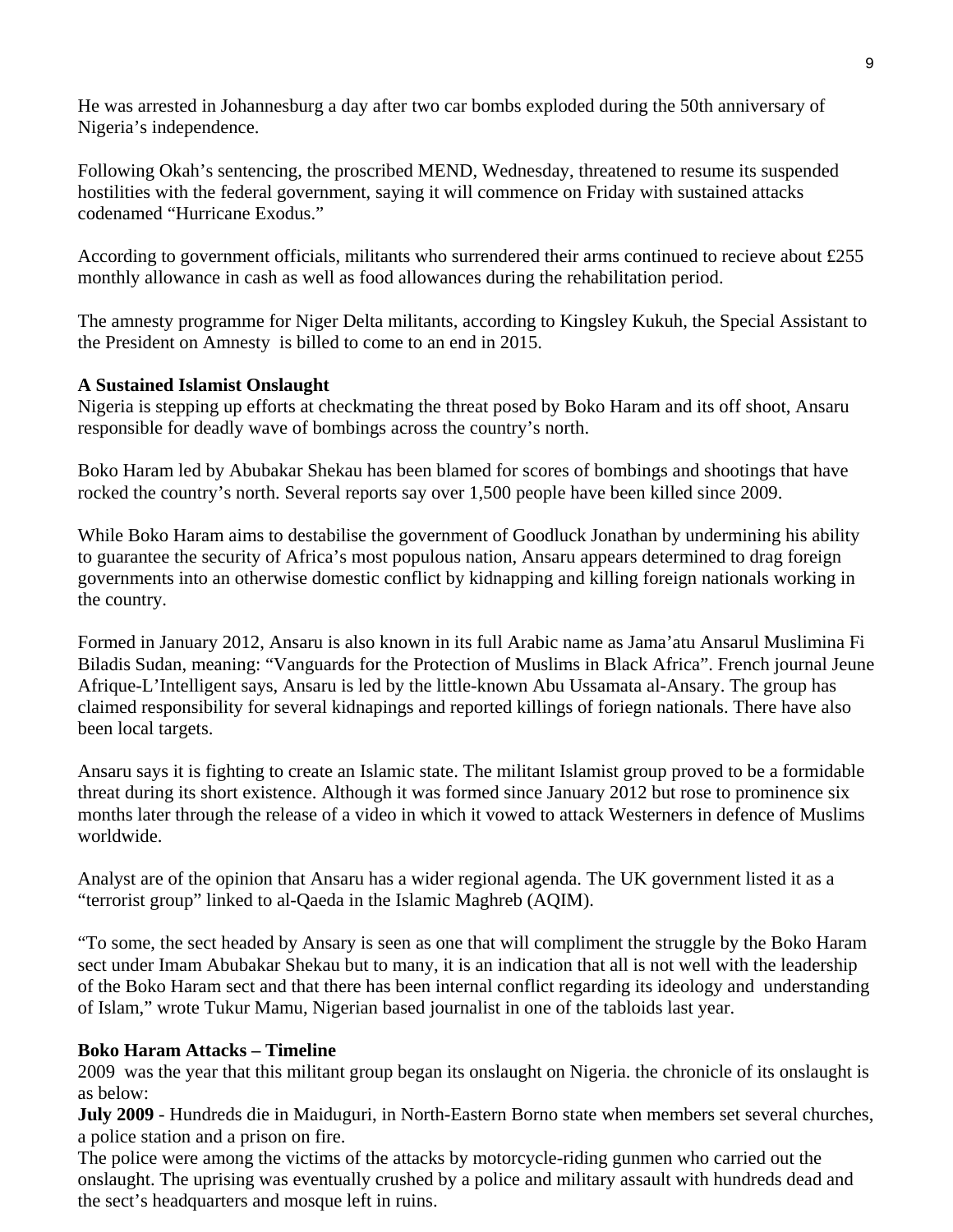He was arrested in Johannesburg a day after two car bombs exploded during the 50th anniversary of Nigeria's independence.

Following Okah's sentencing, the proscribed MEND, Wednesday, threatened to resume its suspended hostilities with the federal government, saying it will commence on Friday with sustained attacks codenamed "Hurricane Exodus."

According to government officials, militants who surrendered their arms continued to recieve about £255 monthly allowance in cash as well as food allowances during the rehabilitation period.

The amnesty programme for Niger Delta militants, according to Kingsley Kukuh, the Special Assistant to the President on Amnesty  is billed to come to an end in 2015.

**A Sustained Islamist Onslaught**

Nigeria is stepping up efforts at checkmating the threat posed by Boko Haram and its off shoot, Ansaru responsible for deadly wave of bombings across the country's north.

Boko Haram led by Abubakar Shekau has been blamed for scores of bombings and shootings that have rocked the country's north. Several reports say over 1,500 people have been killed since 2009.

While Boko Haram aims to destabilise the government of Goodluck Jonathan by undermining his ability to guarantee the security of Africa's most populous nation, Ansaru appears determined to drag foreign governments into an otherwise domestic conflict by kidnapping and killing foreign nationals working in the country.

Formed in January 2012, Ansaru is also known in its full Arabic name as Jama'atu Ansarul Muslimina Fi Biladis Sudan, meaning: "Vanguards for the Protection of Muslims in Black Africa". French journal Jeune Afrique-L'Intelligent says, Ansaru is led by the little-known Abu Ussamata al-Ansary. The group has claimed responsibility for several kidnapings and reported killings of foriegn nationals. There have also been local targets.

Ansaru says it is fighting to create an Islamic state. The militant Islamist group proved to be a formidable threat during its short existence. Although it was formed since January 2012 but rose to prominence six months later through the release of a video in which it vowed to attack Westerners in defence of Muslims worldwide.

Analyst are of the opinion that Ansaru has a wider regional agenda. The UK government listed it as a "terrorist group" linked to al-Qaeda in the Islamic Maghreb (AQIM).

"To some, the sect headed by Ansary is seen as one that will compliment the struggle by the Boko Haram sect under Imam Abubakar Shekau but to many, it is an indication that all is not well with the leadership of the Boko Haram sect and that there has been internal conflict regarding its ideology and  understanding of Islam," wrote Tukur Mamu, Nigerian based journalist in one of the tabloids last year.

**Boko Haram Attacks – Timeline**

2009  was the year that this militant group began its onslaught on Nigeria. the chronicle of its onslaught is as below:

**July 2009** - Hundreds die in Maiduguri, in North-Eastern Borno state when members set several churches, a police station and a prison on fire.

The police were among the victims of the attacks by motorcycle-riding gunmen who carried out the onslaught. The uprising was eventually crushed by a police and military assault with hundreds dead and the sect's headquarters and mosque left in ruins.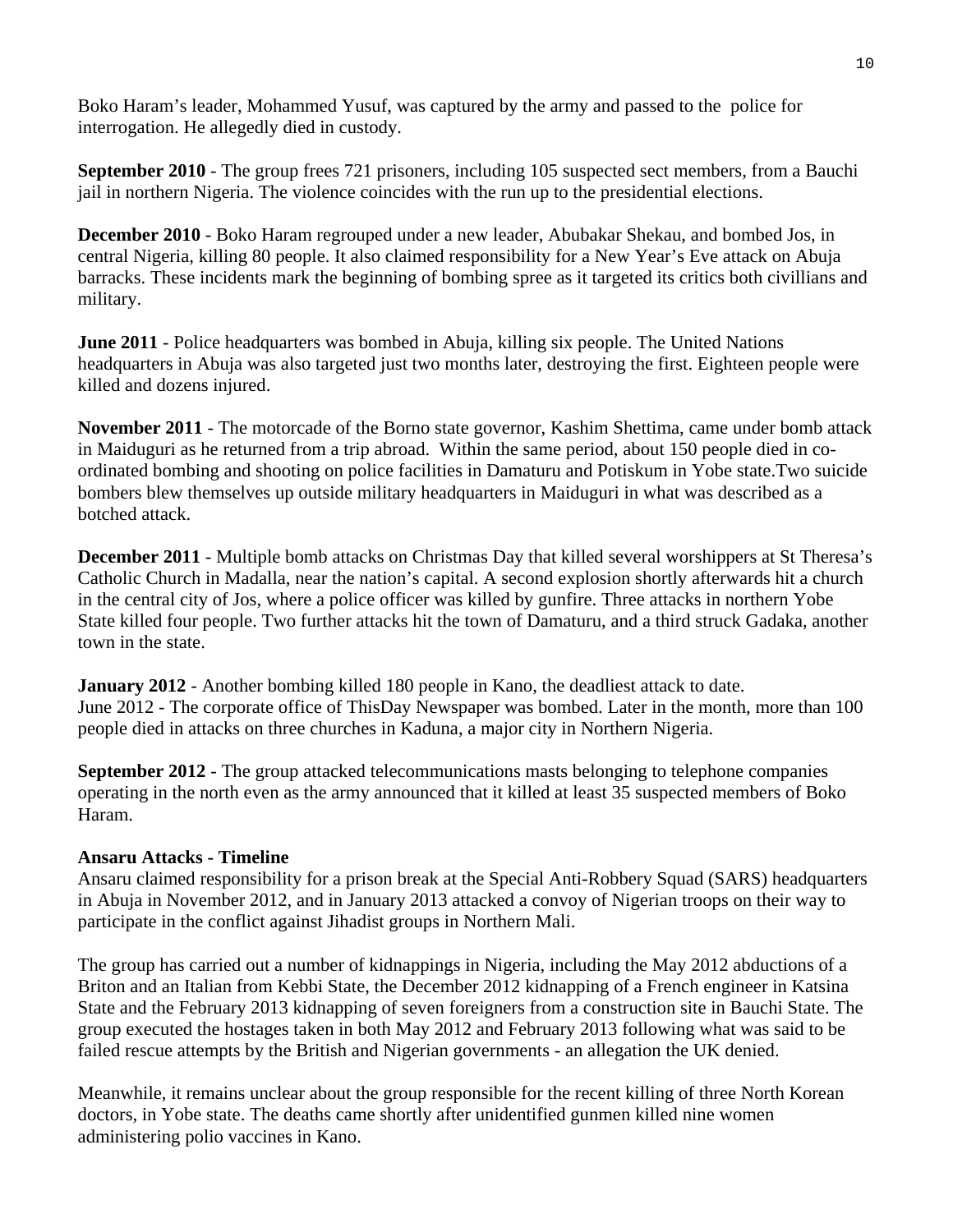Boko Haram's leader, Mohammed Yusuf, was captured by the army and passed to the police for interrogation. He allegedly died in custody.

**September 2010** - The group frees 721 prisoners, including 105 suspected sect members, from a Bauchi jail in northern Nigeria. The violence coincides with the run up to the presidential elections.

**December 2010** - Boko Haram regrouped under a new leader, Abubakar Shekau, and bombed Jos, in central Nigeria, killing 80 people. It also claimed responsibility for a New Year's Eve attack on Abuja barracks. These incidents mark the beginning of bombing spree as it targeted its critics both civillians and military.

**June 2011** - Police headquarters was bombed in Abuja, killing six people. The United Nations headquarters in Abuja was also targeted just two months later, destroying the first. Eighteen people were killed and dozens injured.

**November 2011** - The motorcade of the Borno state governor, Kashim Shettima, came under bomb attack in Maiduguri as he returned from a trip abroad. Within the same period, about 150 people died in co-ordinated bombing and shooting on police facilities in Damaturu and Potiskum in Yobe state.Two suicide bombers blew themselves up outside military headquarters in Maiduguri in what was described as a botched attack.

**December 2011** - Multiple bomb attacks on Christmas Day that killed several worshippers at St Theresa's Catholic Church in Madalla, near the nation's capital. A second explosion shortly afterwards hit a church in the central city of Jos, where a police officer was killed by gunfire. Three attacks in northern Yobe State killed four people. Two further attacks hit the town of Damaturu, and a third struck Gadaka, another town in the state.

**January 2012** - Another bombing killed 180 people in Kano, the deadliest attack to date.
June 2012 - The corporate office of ThisDay Newspaper was bombed. Later in the month, more than 100 people died in attacks on three churches in Kaduna, a major city in Northern Nigeria.

**September 2012** - The group attacked telecommunications masts belonging to telephone companies operating in the north even as the army announced that it killed at least 35 suspected members of Boko Haram.

**Ansaru Attacks - Timeline**

Ansaru claimed responsibility for a prison break at the Special Anti-Robbery Squad (SARS) headquarters in Abuja in November 2012, and in January 2013 attacked a convoy of Nigerian troops on their way to participate in the conflict against Jihadist groups in Northern Mali.

The group has carried out a number of kidnappings in Nigeria, including the May 2012 abductions of a Briton and an Italian from Kebbi State, the December 2012 kidnapping of a French engineer in Katsina State and the February 2013 kidnapping of seven foreigners from a construction site in Bauchi State. The group executed the hostages taken in both May 2012 and February 2013 following what was said to be failed rescue attempts by the British and Nigerian governments - an allegation the UK denied.

Meanwhile, it remains unclear about the group responsible for the recent killing of three North Korean doctors, in Yobe state. The deaths came shortly after unidentified gunmen killed nine women administering polio vaccines in Kano.